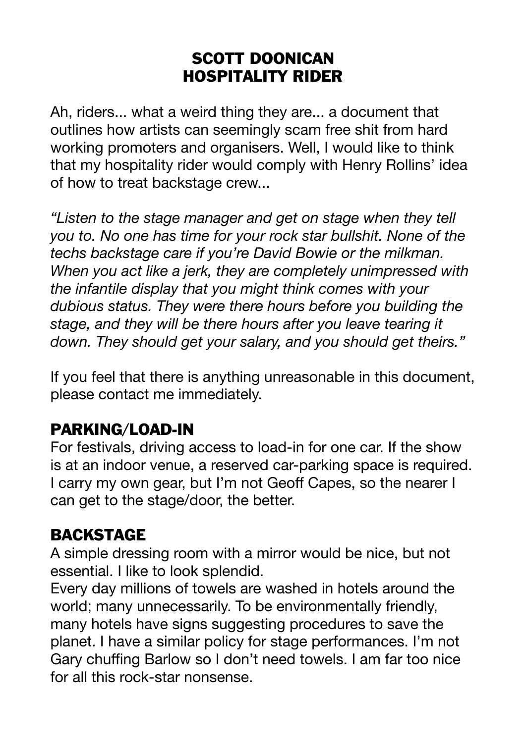# SCOTT DOONICAN
# HOSPITALITY RIDER

Ah, riders... what a weird thing they are... a document that outlines how artists can seemingly scam free shit from hard working promoters and organisers. Well, I would like to think that my hospitality rider would comply with Henry Rollins' idea of how to treat backstage crew...

*"Listen to the stage manager and get on stage when they tell you to. No one has time for your rock star bullshit. None of the techs backstage care if you're David Bowie or the milkman. When you act like a jerk, they are completely unimpressed with the infantile display that you might think comes with your dubious status. They were there hours before you building the stage, and they will be there hours after you leave tearing it down. They should get your salary, and you should get theirs."*

If you feel that there is anything unreasonable in this document, please contact me immediately.

## PARKING/LOAD-IN

For festivals, driving access to load-in for one car. If the show is at an indoor venue, a reserved car-parking space is required. I carry my own gear, but I'm not Geoff Capes, so the nearer I can get to the stage/door, the better.

## BACKSTAGE

A simple dressing room with a mirror would be nice, but not essential. I like to look splendid.

Every day millions of towels are washed in hotels around the world; many unnecessarily. To be environmentally friendly, many hotels have signs suggesting procedures to save the planet. I have a similar policy for stage performances. I'm not Gary chuffing Barlow so I don't need towels. I am far too nice for all this rock-star nonsense.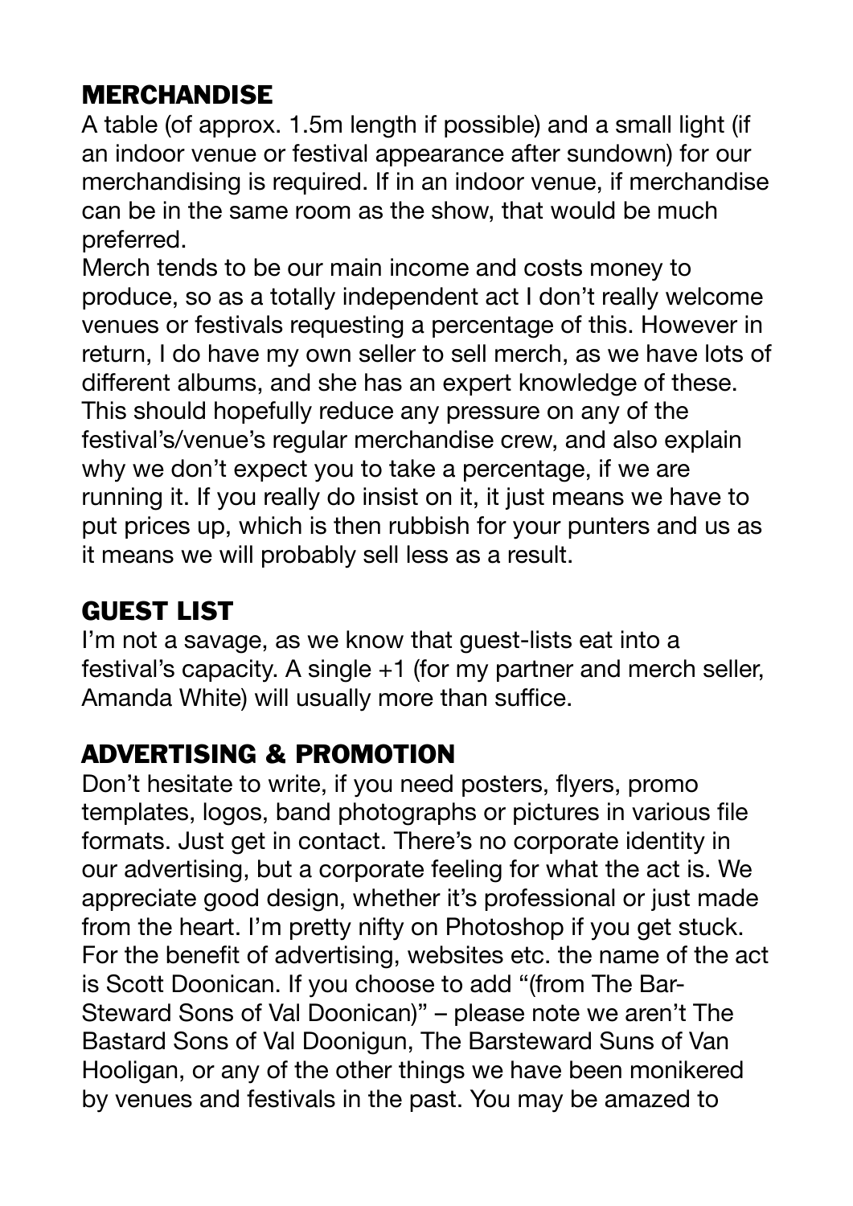## MERCHANDISE

A table (of approx. 1.5m length if possible) and a small light (if an indoor venue or festival appearance after sundown) for our merchandising is required. If in an indoor venue, if merchandise can be in the same room as the show, that would be much preferred.

Merch tends to be our main income and costs money to produce, so as a totally independent act I don't really welcome venues or festivals requesting a percentage of this. However in return, I do have my own seller to sell merch, as we have lots of different albums, and she has an expert knowledge of these. This should hopefully reduce any pressure on any of the festival's/venue's regular merchandise crew, and also explain why we don't expect you to take a percentage, if we are running it. If you really do insist on it, it just means we have to put prices up, which is then rubbish for your punters and us as it means we will probably sell less as a result.

## GUEST LIST

I'm not a savage, as we know that guest-lists eat into a festival's capacity. A single +1 (for my partner and merch seller, Amanda White) will usually more than suffice.

## ADVERTISING & PROMOTION

Don't hesitate to write, if you need posters, flyers, promo templates, logos, band photographs or pictures in various file formats. Just get in contact. There's no corporate identity in our advertising, but a corporate feeling for what the act is. We appreciate good design, whether it's professional or just made from the heart. I'm pretty nifty on Photoshop if you get stuck. For the benefit of advertising, websites etc. the name of the act is Scott Doonican. If you choose to add "(from The Bar-Steward Sons of Val Doonican)" – please note we aren't The Bastard Sons of Val Doonigun, The Barsteward Suns of Van Hooligan, or any of the other things we have been monikered by venues and festivals in the past. You may be amazed to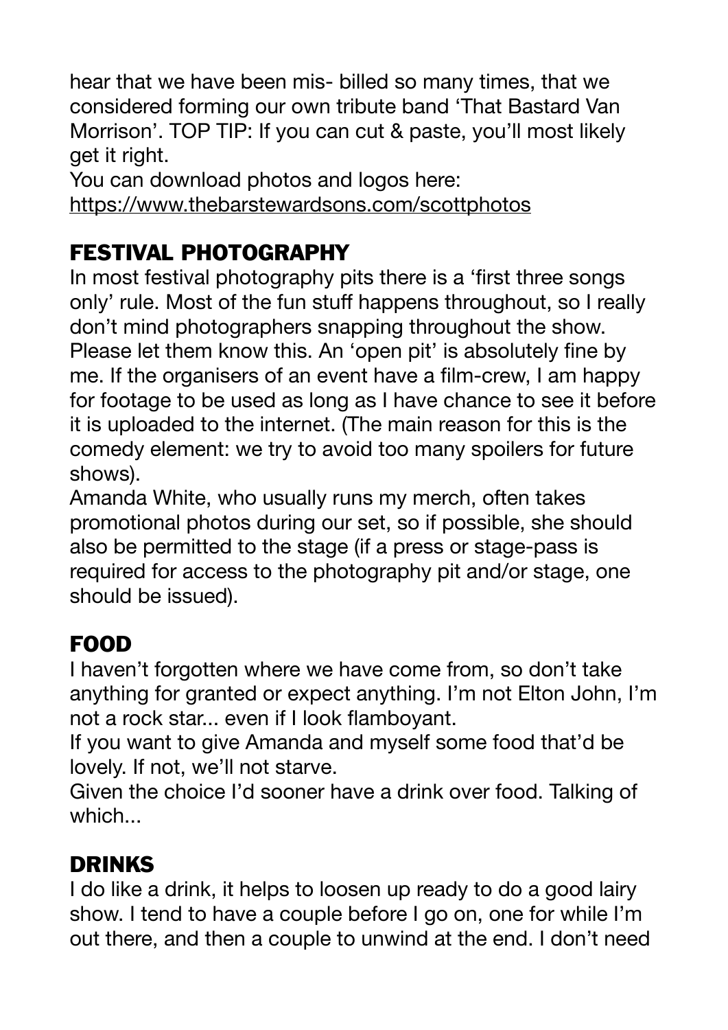hear that we have been mis- billed so many times, that we considered forming our own tribute band 'That Bastard Van Morrison'. TOP TIP: If you can cut & paste, you'll most likely get it right.

You can download photos and logos here: https://www.thebarstewardsons.com/scottphotos

## FESTIVAL PHOTOGRAPHY

In most festival photography pits there is a 'first three songs only' rule. Most of the fun stuff happens throughout, so I really don't mind photographers snapping throughout the show. Please let them know this. An 'open pit' is absolutely fine by me. If the organisers of an event have a film-crew, I am happy for footage to be used as long as I have chance to see it before it is uploaded to the internet. (The main reason for this is the comedy element: we try to avoid too many spoilers for future shows).

Amanda White, who usually runs my merch, often takes promotional photos during our set, so if possible, she should also be permitted to the stage (if a press or stage-pass is required for access to the photography pit and/or stage, one should be issued).

## FOOD

I haven't forgotten where we have come from, so don't take anything for granted or expect anything. I'm not Elton John, I'm not a rock star... even if I look flamboyant.

If you want to give Amanda and myself some food that'd be lovely. If not, we'll not starve.

Given the choice I'd sooner have a drink over food. Talking of which...

## DRINKS

I do like a drink, it helps to loosen up ready to do a good lairy show. I tend to have a couple before I go on, one for while I'm out there, and then a couple to unwind at the end. I don't need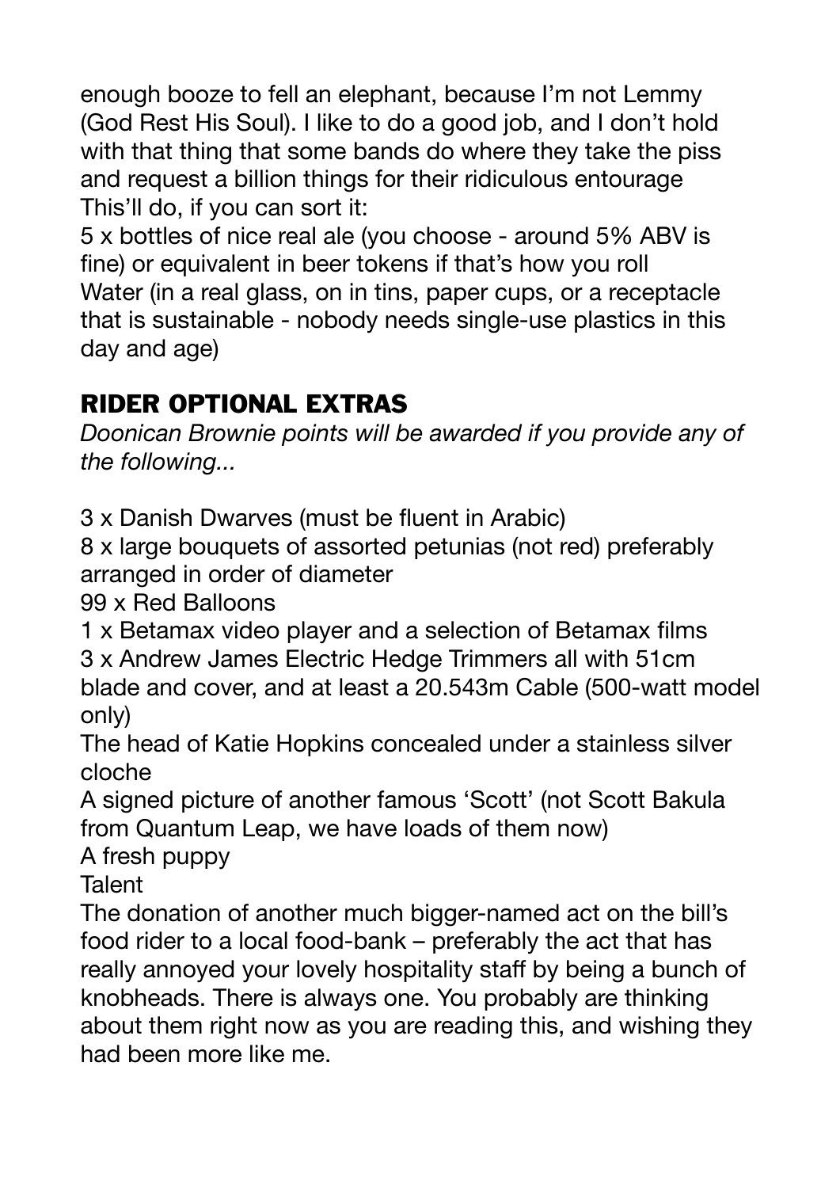enough booze to fell an elephant, because I'm not Lemmy (God Rest His Soul). I like to do a good job, and I don't hold with that thing that some bands do where they take the piss and request a billion things for their ridiculous entourage
This'll do, if you can sort it:
5 x bottles of nice real ale (you choose - around 5% ABV is fine) or equivalent in beer tokens if that's how you roll
Water (in a real glass, on in tins, paper cups, or a receptacle that is sustainable - nobody needs single-use plastics in this day and age)

## RIDER OPTIONAL EXTRAS

*Doonican Brownie points will be awarded if you provide any of the following...*

3 x Danish Dwarves (must be fluent in Arabic)
8 x large bouquets of assorted petunias (not red) preferably arranged in order of diameter
99 x Red Balloons
1 x Betamax video player and a selection of Betamax films
3 x Andrew James Electric Hedge Trimmers all with 51cm blade and cover, and at least a 20.543m Cable (500-watt model only)
The head of Katie Hopkins concealed under a stainless silver cloche
A signed picture of another famous 'Scott' (not Scott Bakula from Quantum Leap, we have loads of them now)
A fresh puppy
Talent
The donation of another much bigger-named act on the bill's food rider to a local food-bank – preferably the act that has really annoyed your lovely hospitality staff by being a bunch of knobheads. There is always one. You probably are thinking about them right now as you are reading this, and wishing they had been more like me.